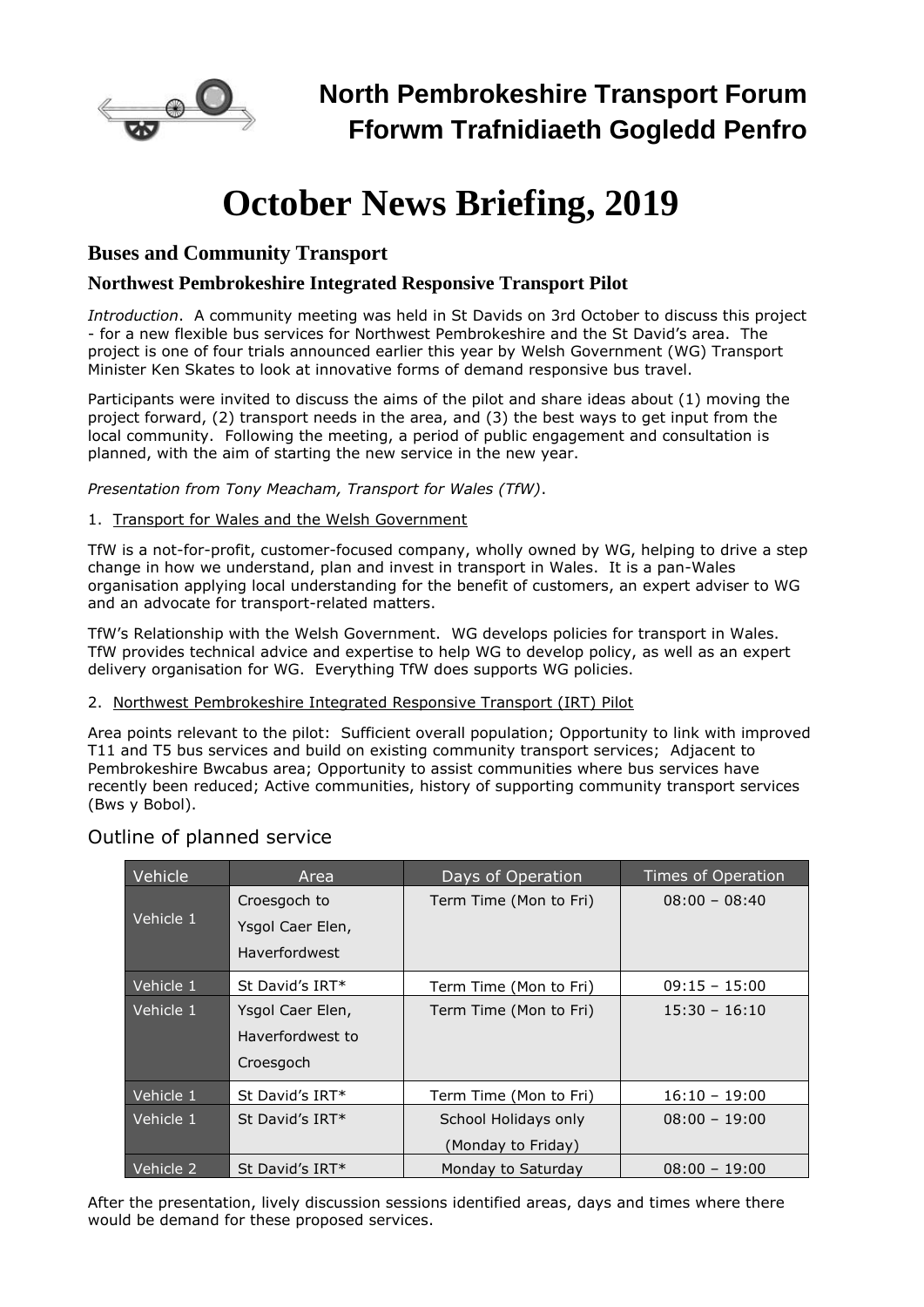# North Pembrokeshire Transport Forum
# Fforwm Trafnidiaeth Gogledd Penfro

# October News Briefing, 2019

## Buses and Community Transport

### Northwest Pembrokeshire Integrated Responsive Transport Pilot

*Introduction*. A community meeting was held in St Davids on 3rd October to discuss this project - for a new flexible bus services for Northwest Pembrokeshire and the St David's area. The project is one of four trials announced earlier this year by Welsh Government (WG) Transport Minister Ken Skates to look at innovative forms of demand responsive bus travel.

Participants were invited to discuss the aims of the pilot and share ideas about (1) moving the project forward, (2) transport needs in the area, and (3) the best ways to get input from the local community. Following the meeting, a period of public engagement and consultation is planned, with the aim of starting the new service in the new year.

*Presentation from Tony Meacham, Transport for Wales (TfW)*.

1. Transport for Wales and the Welsh Government

TfW is a not-for-profit, customer-focused company, wholly owned by WG, helping to drive a step change in how we understand, plan and invest in transport in Wales. It is a pan-Wales organisation applying local understanding for the benefit of customers, an expert adviser to WG and an advocate for transport-related matters.

TfW's Relationship with the Welsh Government. WG develops policies for transport in Wales. TfW provides technical advice and expertise to help WG to develop policy, as well as an expert delivery organisation for WG. Everything TfW does supports WG policies.

2. Northwest Pembrokeshire Integrated Responsive Transport (IRT) Pilot

Area points relevant to the pilot: Sufficient overall population; Opportunity to link with improved T11 and T5 bus services and build on existing community transport services; Adjacent to Pembrokeshire Bwcabus area; Opportunity to assist communities where bus services have recently been reduced; Active communities, history of supporting community transport services (Bws y Bobol).

## Outline of planned service

| Vehicle | Area | Days of Operation | Times of Operation |
|---|---|---|---|
| Vehicle 1 | Croesgoch to Ysgol Caer Elen, Haverfordwest | Term Time (Mon to Fri) | 08:00 – 08:40 |
| Vehicle 1 | St David's IRT* | Term Time (Mon to Fri) | 09:15 – 15:00 |
| Vehicle 1 | Ysgol Caer Elen, Haverfordwest to Croesgoch | Term Time (Mon to Fri) | 15:30 – 16:10 |
| Vehicle 1 | St David's IRT* | Term Time (Mon to Fri) | 16:10 – 19:00 |
| Vehicle 1 | St David's IRT* | School Holidays only (Monday to Friday) | 08:00 – 19:00 |
| Vehicle 2 | St David's IRT* | Monday to Saturday | 08:00 – 19:00 |

After the presentation, lively discussion sessions identified areas, days and times where there would be demand for these proposed services.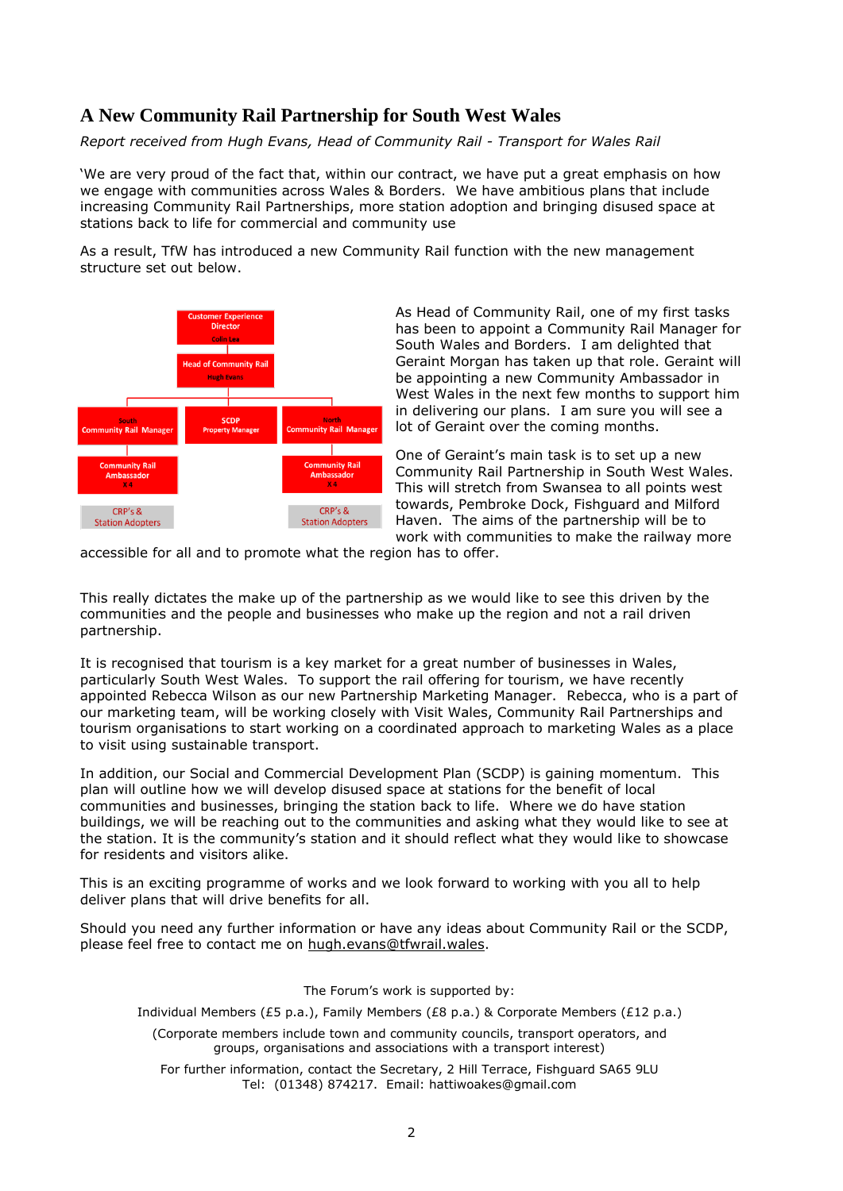## A New Community Rail Partnership for South West Wales

*Report received from Hugh Evans, Head of Community Rail - Transport for Wales Rail*

'We are very proud of the fact that, within our contract, we have put a great emphasis on how we engage with communities across Wales & Borders. We have ambitious plans that include increasing Community Rail Partnerships, more station adoption and bringing disused space at stations back to life for commercial and community use

As a result, TfW has introduced a new Community Rail function with the new management structure set out below.

Customer Experience Director
Colin Lea

Head of Community Rail
Hugh Evans

South Community Rail Manager

SCDP Property Manager

North Community Rail Manager

Community Rail Ambassador X 4

Community Rail Ambassador X4

CRP's & Station Adopters

CRP's & Station Adopters

As Head of Community Rail, one of my first tasks has been to appoint a Community Rail Manager for South Wales and Borders. I am delighted that Geraint Morgan has taken up that role. Geraint will be appointing a new Community Ambassador in West Wales in the next few months to support him in delivering our plans. I am sure you will see a lot of Geraint over the coming months.

One of Geraint's main task is to set up a new Community Rail Partnership in South West Wales. This will stretch from Swansea to all points west towards, Pembroke Dock, Fishguard and Milford Haven. The aims of the partnership will be to work with communities to make the railway more accessible for all and to promote what the region has to offer.

This really dictates the make up of the partnership as we would like to see this driven by the communities and the people and businesses who make up the region and not a rail driven partnership.

It is recognised that tourism is a key market for a great number of businesses in Wales, particularly South West Wales. To support the rail offering for tourism, we have recently appointed Rebecca Wilson as our new Partnership Marketing Manager. Rebecca, who is a part of our marketing team, will be working closely with Visit Wales, Community Rail Partnerships and tourism organisations to start working on a coordinated approach to marketing Wales as a place to visit using sustainable transport.

In addition, our Social and Commercial Development Plan (SCDP) is gaining momentum. This plan will outline how we will develop disused space at stations for the benefit of local communities and businesses, bringing the station back to life. Where we do have station buildings, we will be reaching out to the communities and asking what they would like to see at the station. It is the community's station and it should reflect what they would like to showcase for residents and visitors alike.

This is an exciting programme of works and we look forward to working with you all to help deliver plans that will drive benefits for all.

Should you need any further information or have any ideas about Community Rail or the SCDP, please feel free to contact me on hugh.evans@tfwrail.wales.

The Forum's work is supported by:

Individual Members (£5 p.a.), Family Members (£8 p.a.) & Corporate Members (£12 p.a.)

(Corporate members include town and community councils, transport operators, and groups, organisations and associations with a transport interest)

For further information, contact the Secretary, 2 Hill Terrace, Fishguard SA65 9LU
Tel: (01348) 874217. Email: hattiwoakes@gmail.com